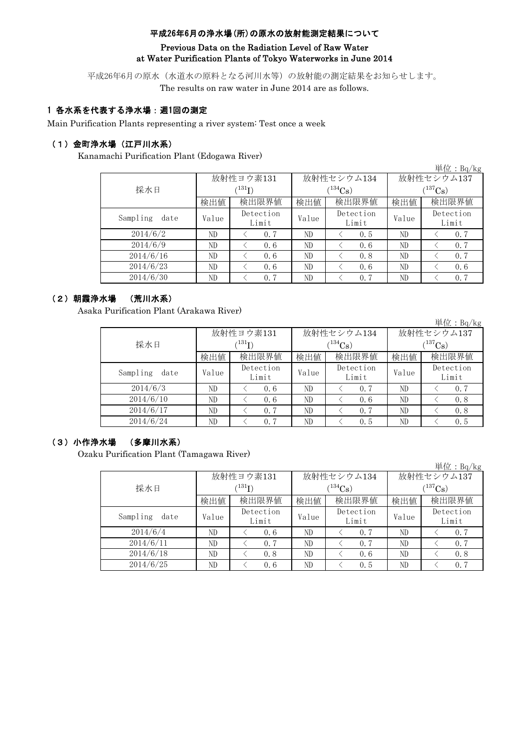# 平成26年6月の浄水場(所)の原水の放射能測定結果について

## Previous Data on the Radiation Level of Raw Water at Water Purification Plants of Tokyo Waterworks in June 2014

平成26年6月の原水（水道水の原料となる河川水等）の放射能の測定結果をお知らせします。
The results on raw water in June 2014 are as follows.

## 1 各水系を代表する浄水場：週1回の測定

Main Purification Plants representing a river system: Test once a week

### （1）金町浄水場（江戸川水系）

Kanamachi Purification Plant (Edogawa River)

単位：Bq/kg

| 採水日 | 放射性ヨウ素131 ($^{131}I$) | | 放射性セシウム134 ($^{134}Cs$) | | 放射性セシウム137 ($^{137}Cs$) | |
|---|---|---|---|---|---|---|
| | 検出値 | 検出限界値 | 検出値 | 検出限界値 | 検出値 | 検出限界値 |
| Sampling date | Value | Detection Limit | Value | Detection Limit | Value | Detection Limit |
| 2014/6/2 | ND | < 0.7 | ND | < 0.5 | ND | < 0.7 |
| 2014/6/9 | ND | < 0.6 | ND | < 0.6 | ND | < 0.7 |
| 2014/6/16 | ND | < 0.6 | ND | < 0.8 | ND | < 0.7 |
| 2014/6/23 | ND | < 0.6 | ND | < 0.6 | ND | < 0.6 |
| 2014/6/30 | ND | < 0.7 | ND | < 0.7 | ND | < 0.7 |

### （2）朝霞浄水場 （荒川水系）

Asaka Purification Plant (Arakawa River)

単位：Bq/kg

| 採水日 | 放射性ヨウ素131 ($^{131}I$) | | 放射性セシウム134 ($^{134}Cs$) | | 放射性セシウム137 ($^{137}Cs$) | |
|---|---|---|---|---|---|---|
| | 検出値 | 検出限界値 | 検出値 | 検出限界値 | 検出値 | 検出限界値 |
| Sampling date | Value | Detection Limit | Value | Detection Limit | Value | Detection Limit |
| 2014/6/3 | ND | < 0.6 | ND | < 0.7 | ND | < 0.7 |
| 2014/6/10 | ND | < 0.6 | ND | < 0.6 | ND | < 0.8 |
| 2014/6/17 | ND | < 0.7 | ND | < 0.7 | ND | < 0.8 |
| 2014/6/24 | ND | < 0.7 | ND | < 0.5 | ND | < 0.5 |

### （3）小作浄水場 （多摩川水系）

Ozaku Purification Plant (Tamagawa River)

単位：Bq/kg

| 採水日 | 放射性ヨウ素131 ($^{131}I$) | | 放射性セシウム134 ($^{134}Cs$) | | 放射性セシウム137 ($^{137}Cs$) | |
|---|---|---|---|---|---|---|
| | 検出値 | 検出限界値 | 検出値 | 検出限界値 | 検出値 | 検出限界値 |
| Sampling date | Value | Detection Limit | Value | Detection Limit | Value | Detection Limit |
| 2014/6/4 | ND | < 0.6 | ND | < 0.7 | ND | < 0.7 |
| 2014/6/11 | ND | < 0.7 | ND | < 0.7 | ND | < 0.7 |
| 2014/6/18 | ND | < 0.8 | ND | < 0.6 | ND | < 0.8 |
| 2014/6/25 | ND | < 0.6 | ND | < 0.5 | ND | < 0.7 |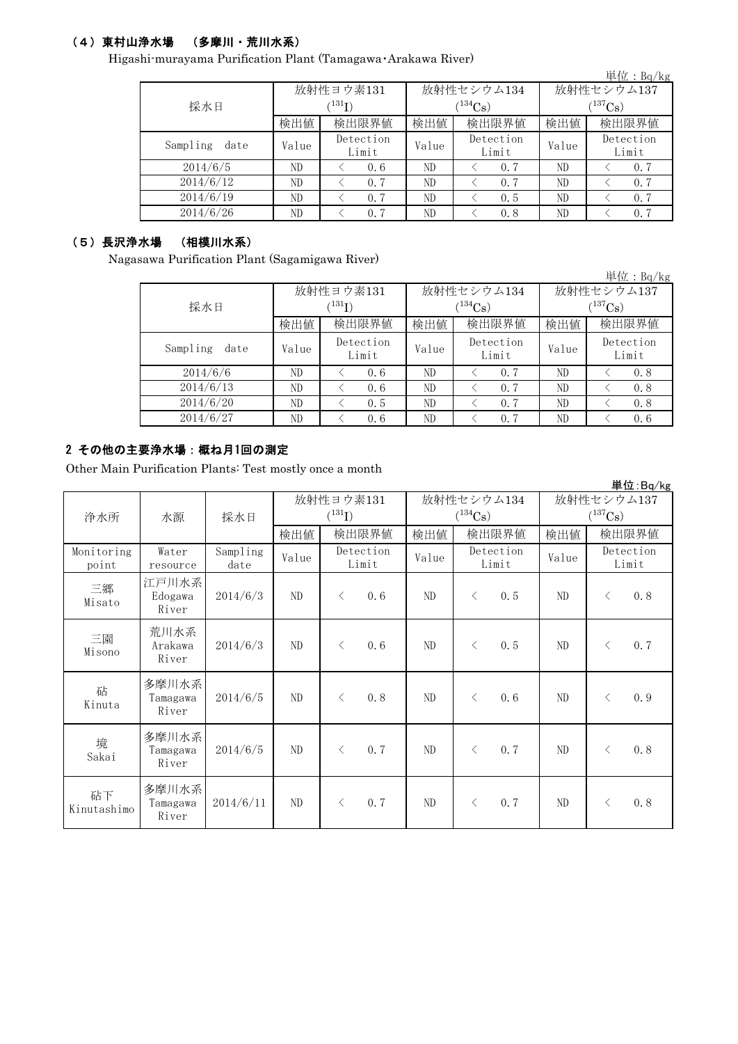### （4）東村山浄水場　（多摩川・荒川水系）

Higashi-murayama Purification Plant (Tamagawa･Arakawa River)

単位：Bq/kg

| 採水日 | 放射性ヨウ素131 ($^{131}I$) | | 放射性セシウム134 ($^{134}Cs$) | | 放射性セシウム137 ($^{137}Cs$) | |
|---|---|---|---|---|---|---|
| | 検出値 | 検出限界値 | 検出値 | 検出限界値 | 検出値 | 検出限界値 |
| Sampling date | Value | Detection Limit | Value | Detection Limit | Value | Detection Limit |
| 2014/6/5 | ND | < 0.6 | ND | < 0.7 | ND | < 0.7 |
| 2014/6/12 | ND | < 0.7 | ND | < 0.7 | ND | < 0.7 |
| 2014/6/19 | ND | < 0.7 | ND | < 0.5 | ND | < 0.7 |
| 2014/6/26 | ND | < 0.7 | ND | < 0.8 | ND | < 0.7 |

### （5）長沢浄水場　（相模川水系）

Nagasawa Purification Plant (Sagamigawa River)

単位：Bq/kg

| 採水日 | 放射性ヨウ素131 ($^{131}I$) | | 放射性セシウム134 ($^{134}Cs$) | | 放射性セシウム137 ($^{137}Cs$) | |
|---|---|---|---|---|---|---|
| | 検出値 | 検出限界値 | 検出値 | 検出限界値 | 検出値 | 検出限界値 |
| Sampling date | Value | Detection Limit | Value | Detection Limit | Value | Detection Limit |
| 2014/6/6 | ND | < 0.6 | ND | < 0.7 | ND | < 0.8 |
| 2014/6/13 | ND | < 0.6 | ND | < 0.7 | ND | < 0.8 |
| 2014/6/20 | ND | < 0.5 | ND | < 0.7 | ND | < 0.8 |
| 2014/6/27 | ND | < 0.6 | ND | < 0.7 | ND | < 0.6 |

## 2 その他の主要浄水場：概ね月1回の測定

Other Main Purification Plants: Test mostly once a month

単位:Bq/kg

| 浄水所 | 水源 | 採水日 | 放射性ヨウ素131 ($^{131}I$) | | 放射性セシウム134 ($^{134}Cs$) | | 放射性セシウム137 ($^{137}Cs$) | |
|---|---|---|---|---|---|---|---|---|
| | | | 検出値 | 検出限界値 | 検出値 | 検出限界値 | 検出値 | 検出限界値 |
| Monitoring point | Water resource | Sampling date | Value | Detection Limit | Value | Detection Limit | Value | Detection Limit |
| 三郷 Misato | 江戸川水系 Edogawa River | 2014/6/3 | ND | < 0.6 | ND | < 0.5 | ND | < 0.8 |
| 三園 Misono | 荒川水系 Arakawa River | 2014/6/3 | ND | < 0.6 | ND | < 0.5 | ND | < 0.7 |
| 砧 Kinuta | 多摩川水系 Tamagawa River | 2014/6/5 | ND | < 0.8 | ND | < 0.6 | ND | < 0.9 |
| 境 Sakai | 多摩川水系 Tamagawa River | 2014/6/5 | ND | < 0.7 | ND | < 0.7 | ND | < 0.8 |
| 砧下 Kinutashimo | 多摩川水系 Tamagawa River | 2014/6/11 | ND | < 0.7 | ND | < 0.7 | ND | < 0.8 |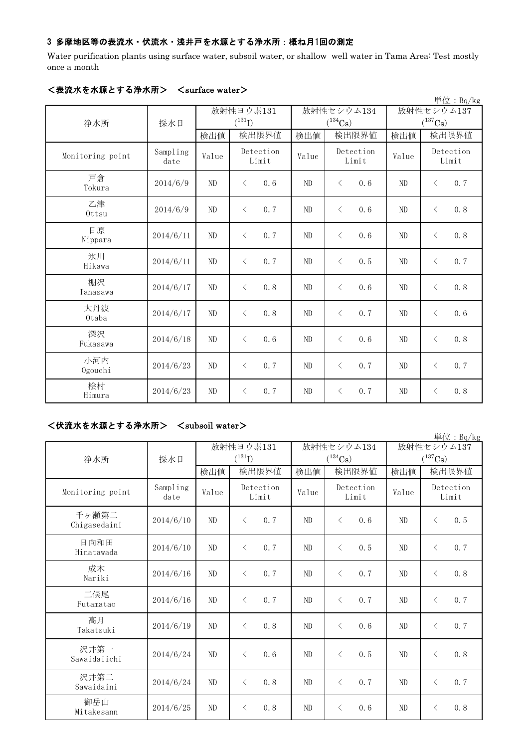### 3 多摩地区等の表流水・伏流水・浅井戸を水源とする浄水所：概ね月1回の測定

Water purification plants using surface water, subsoil water, or shallow well water in Tama Area: Test mostly once a month

#### <表流水を水源とする浄水所>　<surface water>

単位：Bq/kg

| 浄水所 | 採水日 | 放射性ヨウ素131 ($^{131}I$) | | 放射性セシウム134 ($^{134}Cs$) | | 放射性セシウム137 ($^{137}Cs$) | |
|---|---|---|---|---|---|---|---|
| | | 検出値 | 検出限界値 | 検出値 | 検出限界値 | 検出値 | 検出限界値 |
| Monitoring point | Sampling date | Value | Detection Limit | Value | Detection Limit | Value | Detection Limit |
| 戸倉 Tokura | 2014/6/9 | ND | < 0.6 | ND | < 0.6 | ND | < 0.7 |
| 乙津 Ottsu | 2014/6/9 | ND | < 0.7 | ND | < 0.6 | ND | < 0.8 |
| 日原 Nippara | 2014/6/11 | ND | < 0.7 | ND | < 0.6 | ND | < 0.8 |
| 氷川 Hikawa | 2014/6/11 | ND | < 0.7 | ND | < 0.5 | ND | < 0.7 |
| 棚沢 Tanasawa | 2014/6/17 | ND | < 0.8 | ND | < 0.6 | ND | < 0.8 |
| 大丹波 Otaba | 2014/6/17 | ND | < 0.8 | ND | < 0.7 | ND | < 0.6 |
| 深沢 Fukasawa | 2014/6/18 | ND | < 0.6 | ND | < 0.6 | ND | < 0.8 |
| 小河内 Ogouchi | 2014/6/23 | ND | < 0.7 | ND | < 0.7 | ND | < 0.7 |
| 桧村 Himura | 2014/6/23 | ND | < 0.7 | ND | < 0.7 | ND | < 0.8 |

#### <伏流水を水源とする浄水所>　<subsoil water>

単位：Bq/kg

| 浄水所 | 採水日 | 放射性ヨウ素131 ($^{131}I$) | | 放射性セシウム134 ($^{134}Cs$) | | 放射性セシウム137 ($^{137}Cs$) | |
|---|---|---|---|---|---|---|---|
| | | 検出値 | 検出限界値 | 検出値 | 検出限界値 | 検出値 | 検出限界値 |
| Monitoring point | Sampling date | Value | Detection Limit | Value | Detection Limit | Value | Detection Limit |
| 千ヶ瀬第二 Chigasedaini | 2014/6/10 | ND | < 0.7 | ND | < 0.6 | ND | < 0.5 |
| 日向和田 Hinatawada | 2014/6/10 | ND | < 0.7 | ND | < 0.5 | ND | < 0.7 |
| 成木 Nariki | 2014/6/16 | ND | < 0.7 | ND | < 0.7 | ND | < 0.8 |
| 二俣尾 Futamatao | 2014/6/16 | ND | < 0.7 | ND | < 0.7 | ND | < 0.7 |
| 高月 Takatsuki | 2014/6/19 | ND | < 0.8 | ND | < 0.6 | ND | < 0.7 |
| 沢井第一 Sawaidaiichi | 2014/6/24 | ND | < 0.6 | ND | < 0.5 | ND | < 0.8 |
| 沢井第二 Sawaidaini | 2014/6/24 | ND | < 0.8 | ND | < 0.7 | ND | < 0.7 |
| 御岳山 Mitakesann | 2014/6/25 | ND | < 0.8 | ND | < 0.6 | ND | < 0.8 |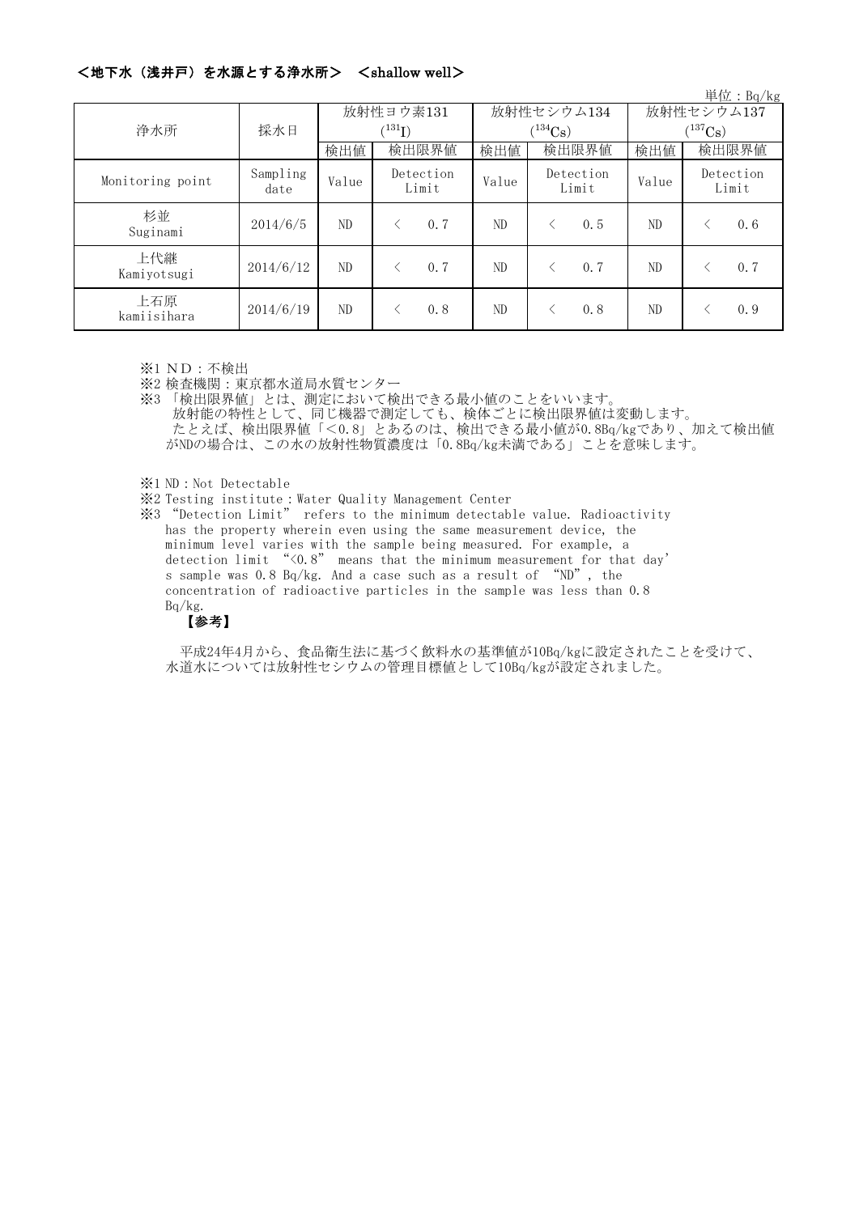## ＜地下水（浅井戸）を水源とする浄水所＞　＜shallow well＞

単位：Bq/kg

| 浄水所 | 採水日 | 放射性ヨウ素131 ($^{131}I$) | | 放射性セシウム134 ($^{134}Cs$) | | 放射性セシウム137 ($^{137}Cs$) | |
|---|---|---|---|---|---|---|---|
| | | 検出値 | 検出限界値 | 検出値 | 検出限界値 | 検出値 | 検出限界値 |
| Monitoring point | Sampling date | Value | Detection Limit | Value | Detection Limit | Value | Detection Limit |
| 杉並 Suginami | 2014/6/5 | ND | ＜　0.7 | ND | ＜　0.5 | ND | ＜　0.6 |
| 上代継 Kamiyotsugi | 2014/6/12 | ND | ＜　0.7 | ND | ＜　0.7 | ND | ＜　0.7 |
| 上石原 kamiisihara | 2014/6/19 | ND | ＜　0.8 | ND | ＜　0.8 | ND | ＜　0.9 |

※1 ＮＤ：不検出

※2 検査機関：東京都水道局水質センター

※3 「検出限界値」とは、測定において検出できる最小値のことをいいます。
　放射能の特性として、同じ機器で測定しても、検体ごとに検出限界値は変動します。
　たとえば、検出限界値「＜0.8」とあるのは、検出できる最小値が0.8Bq/kgであり、加えて検出値がNDの場合は、この水の放射性物質濃度は「0.8Bq/kg未満である」ことを意味します。

※1 ND：Not Detectable

※2 Testing institute：Water Quality Management Center

※3 "Detection Limit" refers to the minimum detectable value. Radioactivity has the property wherein even using the same measurement device, the minimum level varies with the sample being measured. For example, a detection limit "<0.8" means that the minimum measurement for that day's sample was 0.8 Bq/kg. And a case such as a result of "ND", the concentration of radioactive particles in the sample was less than 0.8 Bq/kg.

**【参考】**

平成24年4月から、食品衛生法に基づく飲料水の基準値が10Bq/kgに設定されたことを受けて、水道水については放射性セシウムの管理目標値として10Bq/kgが設定されました。